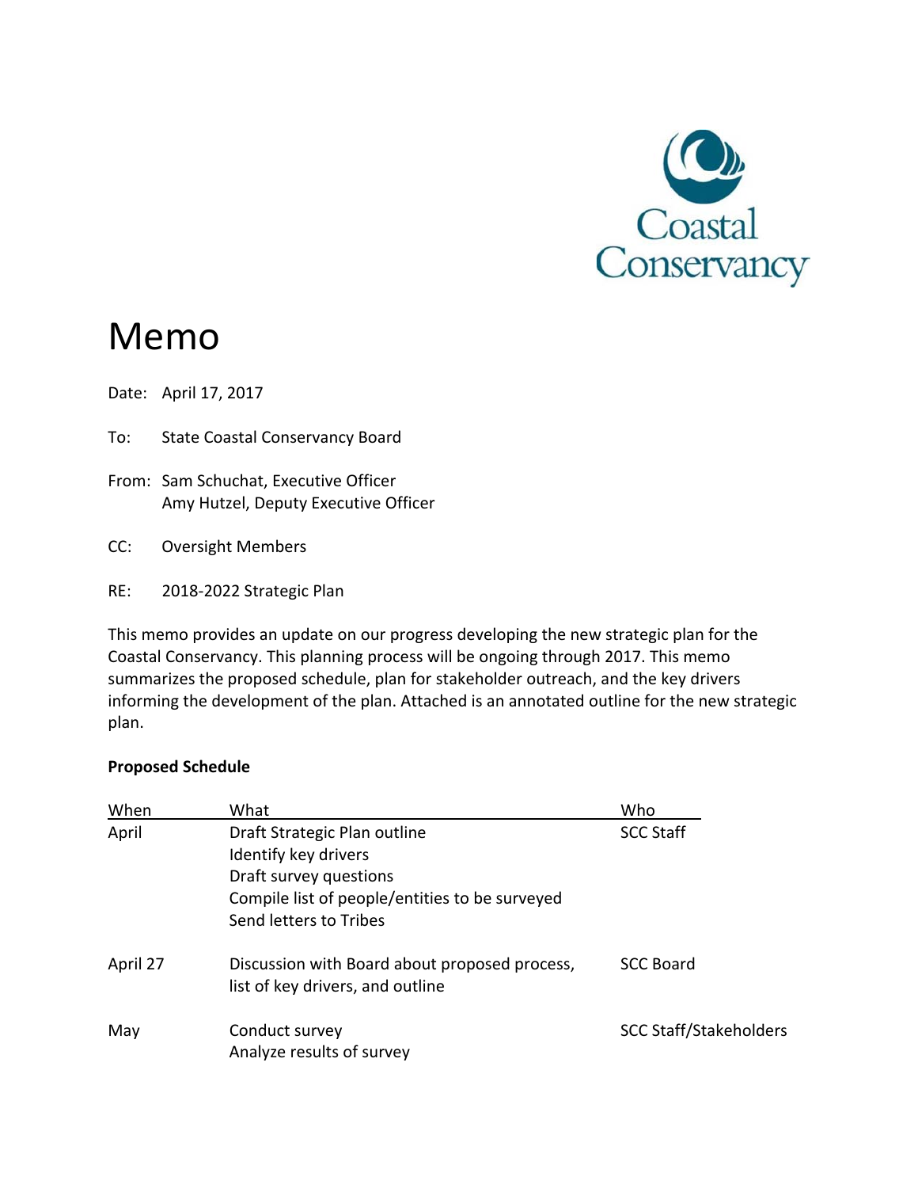Coastal Conservancy

# Memo

Date: April 17, 2017

To: State Coastal Conservancy Board

From: Sam Schuchat, Executive Officer
Amy Hutzel, Deputy Executive Officer

CC: Oversight Members

RE: 2018-2022 Strategic Plan

This memo provides an update on our progress developing the new strategic plan for the Coastal Conservancy. This planning process will be ongoing through 2017. This memo summarizes the proposed schedule, plan for stakeholder outreach, and the key drivers informing the development of the plan. Attached is an annotated outline for the new strategic plan.

**Proposed Schedule**

| When | What | Who |
|---|---|---|
| April | Draft Strategic Plan outline<br>Identify key drivers<br>Draft survey questions<br>Compile list of people/entities to be surveyed<br>Send letters to Tribes | SCC Staff |
| April 27 | Discussion with Board about proposed process, list of key drivers, and outline | SCC Board |
| May | Conduct survey<br>Analyze results of survey | SCC Staff/Stakeholders |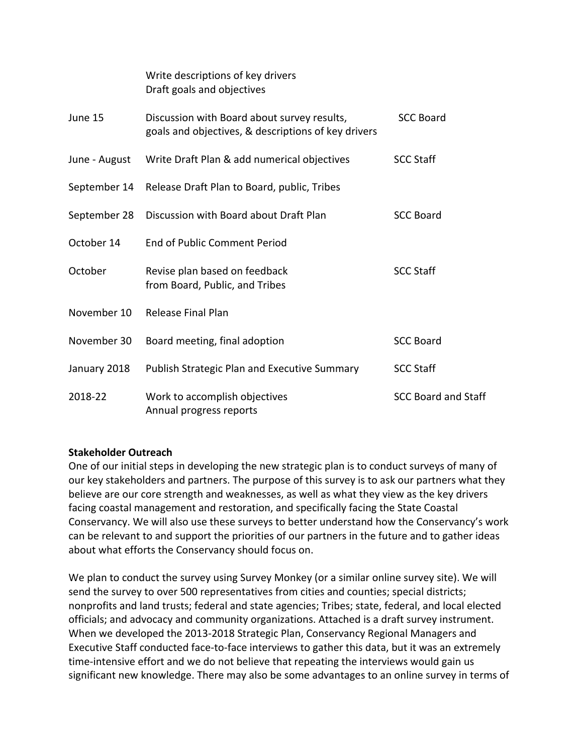| | | |
|---|---|---|
| | Write descriptions of key drivers<br>Draft goals and objectives | |
| June 15 | Discussion with Board about survey results, goals and objectives, & descriptions of key drivers | SCC Board |
| June - August | Write Draft Plan & add numerical objectives | SCC Staff |
| September 14 | Release Draft Plan to Board, public, Tribes | |
| September 28 | Discussion with Board about Draft Plan | SCC Board |
| October 14 | End of Public Comment Period | |
| October | Revise plan based on feedback from Board, Public, and Tribes | SCC Staff |
| November 10 | Release Final Plan | |
| November 30 | Board meeting, final adoption | SCC Board |
| January 2018 | Publish Strategic Plan and Executive Summary | SCC Staff |
| 2018-22 | Work to accomplish objectives<br>Annual progress reports | SCC Board and Staff |

**Stakeholder Outreach**

One of our initial steps in developing the new strategic plan is to conduct surveys of many of our key stakeholders and partners. The purpose of this survey is to ask our partners what they believe are our core strength and weaknesses, as well as what they view as the key drivers facing coastal management and restoration, and specifically facing the State Coastal Conservancy. We will also use these surveys to better understand how the Conservancy's work can be relevant to and support the priorities of our partners in the future and to gather ideas about what efforts the Conservancy should focus on.

We plan to conduct the survey using Survey Monkey (or a similar online survey site). We will send the survey to over 500 representatives from cities and counties; special districts; nonprofits and land trusts; federal and state agencies; Tribes; state, federal, and local elected officials; and advocacy and community organizations. Attached is a draft survey instrument. When we developed the 2013-2018 Strategic Plan, Conservancy Regional Managers and Executive Staff conducted face-to-face interviews to gather this data, but it was an extremely time-intensive effort and we do not believe that repeating the interviews would gain us significant new knowledge. There may also be some advantages to an online survey in terms of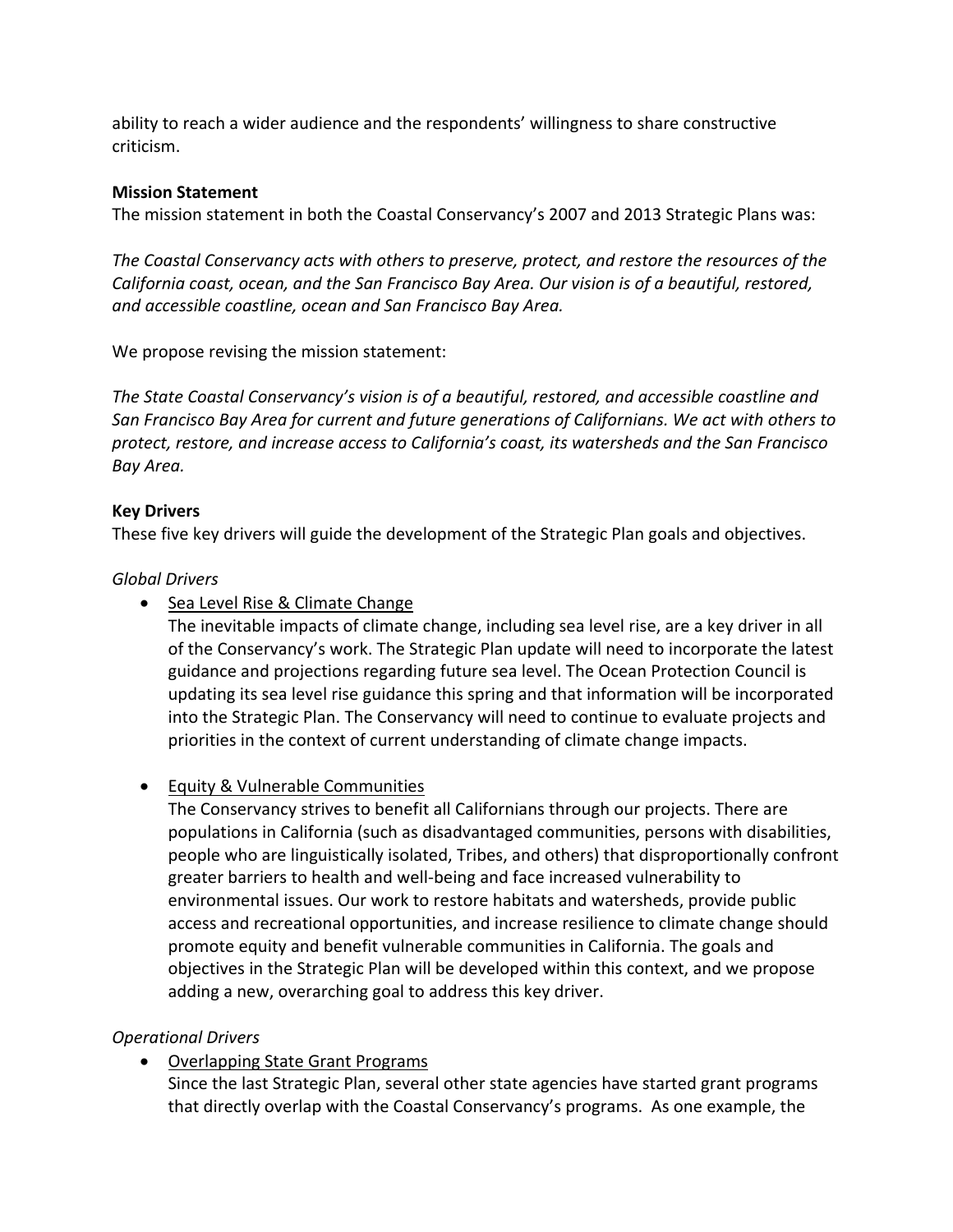ability to reach a wider audience and the respondents' willingness to share constructive criticism.

**Mission Statement**

The mission statement in both the Coastal Conservancy's 2007 and 2013 Strategic Plans was:

*The Coastal Conservancy acts with others to preserve, protect, and restore the resources of the California coast, ocean, and the San Francisco Bay Area. Our vision is of a beautiful, restored, and accessible coastline, ocean and San Francisco Bay Area.*

We propose revising the mission statement:

*The State Coastal Conservancy's vision is of a beautiful, restored, and accessible coastline and San Francisco Bay Area for current and future generations of Californians. We act with others to protect, restore, and increase access to California's coast, its watersheds and the San Francisco Bay Area.*

**Key Drivers**

These five key drivers will guide the development of the Strategic Plan goals and objectives.

*Global Drivers*

- Sea Level Rise & Climate Change
  The inevitable impacts of climate change, including sea level rise, are a key driver in all of the Conservancy's work. The Strategic Plan update will need to incorporate the latest guidance and projections regarding future sea level. The Ocean Protection Council is updating its sea level rise guidance this spring and that information will be incorporated into the Strategic Plan. The Conservancy will need to continue to evaluate projects and priorities in the context of current understanding of climate change impacts.

- Equity & Vulnerable Communities
  The Conservancy strives to benefit all Californians through our projects. There are populations in California (such as disadvantaged communities, persons with disabilities, people who are linguistically isolated, Tribes, and others) that disproportionally confront greater barriers to health and well-being and face increased vulnerability to environmental issues. Our work to restore habitats and watersheds, provide public access and recreational opportunities, and increase resilience to climate change should promote equity and benefit vulnerable communities in California. The goals and objectives in the Strategic Plan will be developed within this context, and we propose adding a new, overarching goal to address this key driver.

*Operational Drivers*

- Overlapping State Grant Programs
  Since the last Strategic Plan, several other state agencies have started grant programs that directly overlap with the Coastal Conservancy's programs. As one example, the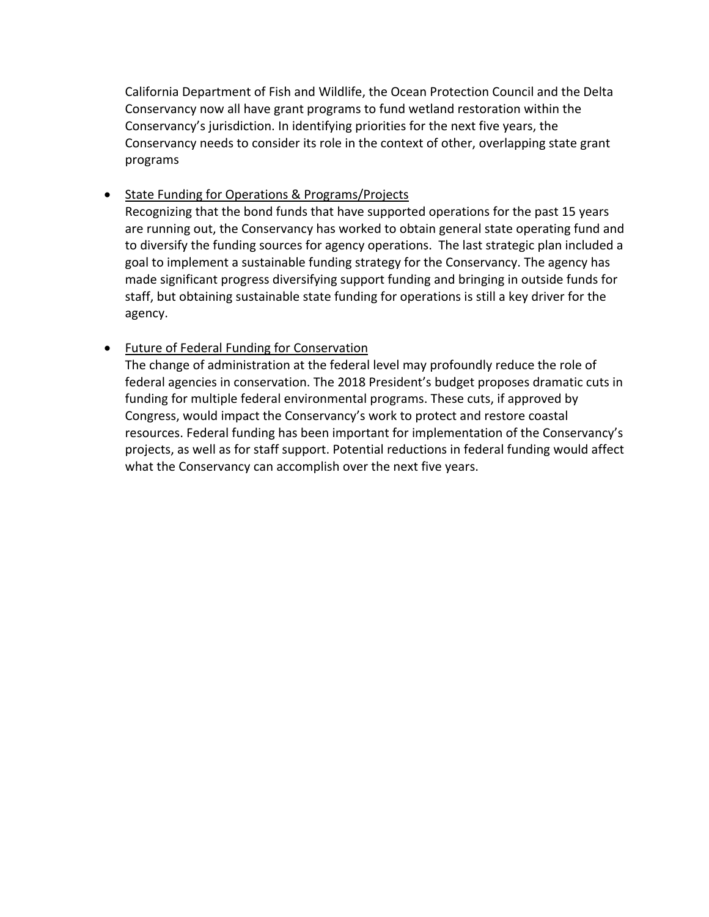California Department of Fish and Wildlife, the Ocean Protection Council and the Delta Conservancy now all have grant programs to fund wetland restoration within the Conservancy's jurisdiction. In identifying priorities for the next five years, the Conservancy needs to consider its role in the context of other, overlapping state grant programs

- <u>State Funding for Operations & Programs/Projects</u>
  Recognizing that the bond funds that have supported operations for the past 15 years are running out, the Conservancy has worked to obtain general state operating fund and to diversify the funding sources for agency operations. The last strategic plan included a goal to implement a sustainable funding strategy for the Conservancy. The agency has made significant progress diversifying support funding and bringing in outside funds for staff, but obtaining sustainable state funding for operations is still a key driver for the agency.

- <u>Future of Federal Funding for Conservation</u>
  The change of administration at the federal level may profoundly reduce the role of federal agencies in conservation. The 2018 President's budget proposes dramatic cuts in funding for multiple federal environmental programs. These cuts, if approved by Congress, would impact the Conservancy's work to protect and restore coastal resources. Federal funding has been important for implementation of the Conservancy's projects, as well as for staff support. Potential reductions in federal funding would affect what the Conservancy can accomplish over the next five years.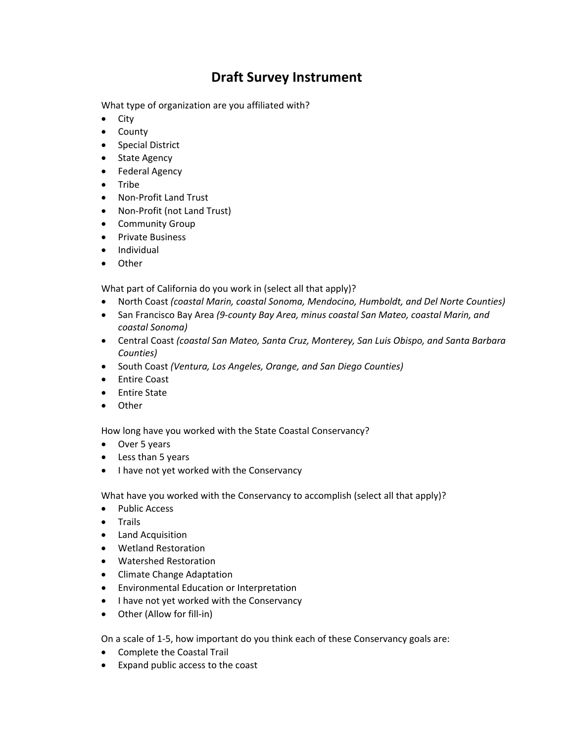# Draft Survey Instrument

What type of organization are you affiliated with?

- City
- County
- Special District
- State Agency
- Federal Agency
- Tribe
- Non-Profit Land Trust
- Non-Profit (not Land Trust)
- Community Group
- Private Business
- Individual
- Other

What part of California do you work in (select all that apply)?

- North Coast *(coastal Marin, coastal Sonoma, Mendocino, Humboldt, and Del Norte Counties)*
- San Francisco Bay Area *(9-county Bay Area, minus coastal San Mateo, coastal Marin, and coastal Sonoma)*
- Central Coast *(coastal San Mateo, Santa Cruz, Monterey, San Luis Obispo, and Santa Barbara Counties)*
- South Coast *(Ventura, Los Angeles, Orange, and San Diego Counties)*
- Entire Coast
- Entire State
- Other

How long have you worked with the State Coastal Conservancy?

- Over 5 years
- Less than 5 years
- I have not yet worked with the Conservancy

What have you worked with the Conservancy to accomplish (select all that apply)?

- Public Access
- Trails
- Land Acquisition
- Wetland Restoration
- Watershed Restoration
- Climate Change Adaptation
- Environmental Education or Interpretation
- I have not yet worked with the Conservancy
- Other (Allow for fill-in)

On a scale of 1-5, how important do you think each of these Conservancy goals are:

- Complete the Coastal Trail
- Expand public access to the coast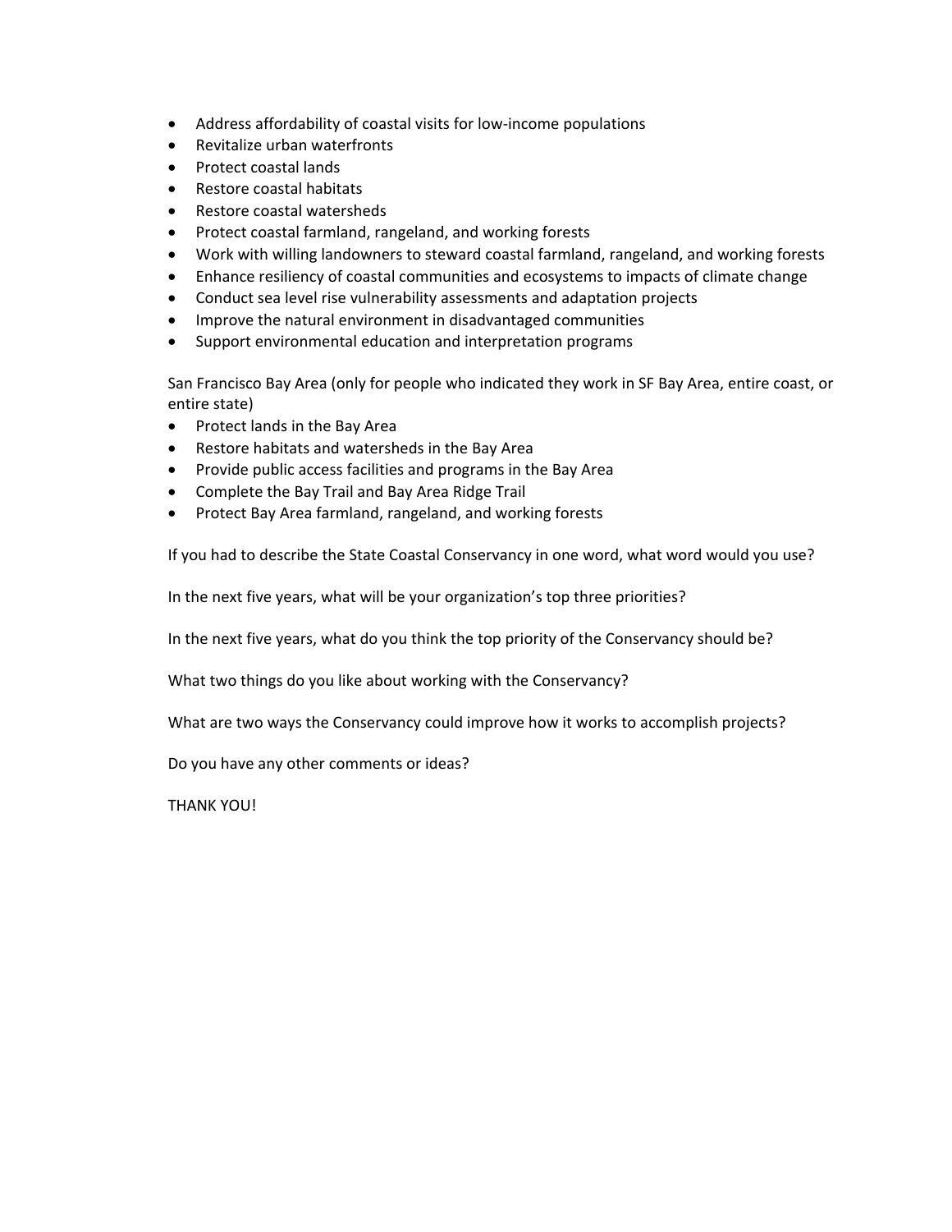- Address affordability of coastal visits for low-income populations
- Revitalize urban waterfronts
- Protect coastal lands
- Restore coastal habitats
- Restore coastal watersheds
- Protect coastal farmland, rangeland, and working forests
- Work with willing landowners to steward coastal farmland, rangeland, and working forests
- Enhance resiliency of coastal communities and ecosystems to impacts of climate change
- Conduct sea level rise vulnerability assessments and adaptation projects
- Improve the natural environment in disadvantaged communities
- Support environmental education and interpretation programs

San Francisco Bay Area (only for people who indicated they work in SF Bay Area, entire coast, or entire state)

- Protect lands in the Bay Area
- Restore habitats and watersheds in the Bay Area
- Provide public access facilities and programs in the Bay Area
- Complete the Bay Trail and Bay Area Ridge Trail
- Protect Bay Area farmland, rangeland, and working forests

If you had to describe the State Coastal Conservancy in one word, what word would you use?

In the next five years, what will be your organization's top three priorities?

In the next five years, what do you think the top priority of the Conservancy should be?

What two things do you like about working with the Conservancy?

What are two ways the Conservancy could improve how it works to accomplish projects?

Do you have any other comments or ideas?

THANK YOU!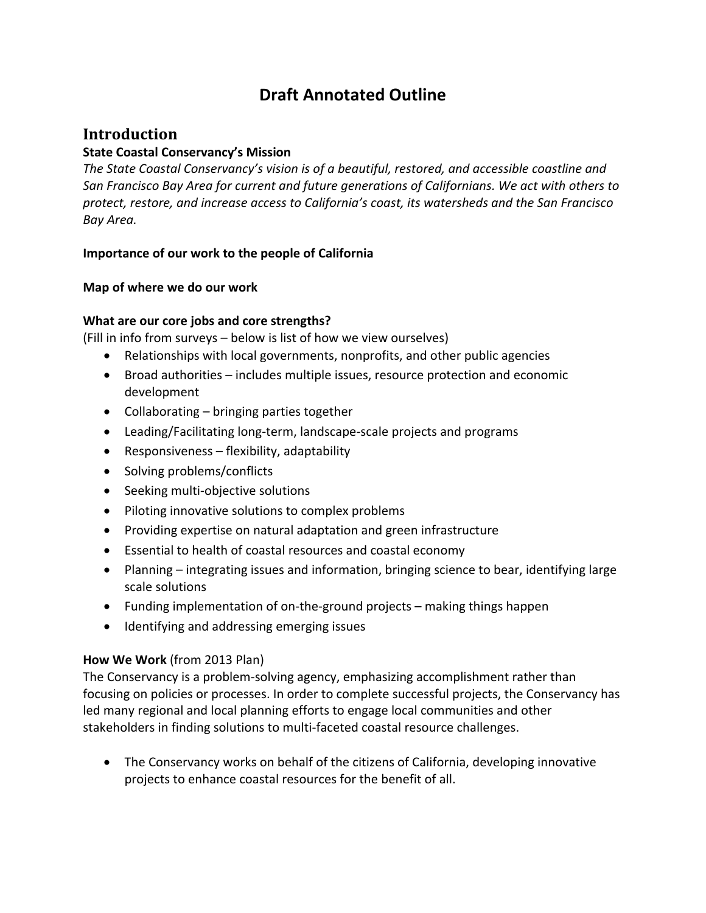# Draft Annotated Outline

## Introduction

### State Coastal Conservancy's Mission

*The State Coastal Conservancy's vision is of a beautiful, restored, and accessible coastline and San Francisco Bay Area for current and future generations of Californians. We act with others to protect, restore, and increase access to California's coast, its watersheds and the San Francisco Bay Area.*

**Importance of our work to the people of California**

**Map of where we do our work**

**What are our core jobs and core strengths?**

(Fill in info from surveys – below is list of how we view ourselves)

- Relationships with local governments, nonprofits, and other public agencies
- Broad authorities – includes multiple issues, resource protection and economic development
- Collaborating – bringing parties together
- Leading/Facilitating long-term, landscape-scale projects and programs
- Responsiveness – flexibility, adaptability
- Solving problems/conflicts
- Seeking multi-objective solutions
- Piloting innovative solutions to complex problems
- Providing expertise on natural adaptation and green infrastructure
- Essential to health of coastal resources and coastal economy
- Planning – integrating issues and information, bringing science to bear, identifying large scale solutions
- Funding implementation of on-the-ground projects – making things happen
- Identifying and addressing emerging issues

**How We Work** (from 2013 Plan)

The Conservancy is a problem-solving agency, emphasizing accomplishment rather than focusing on policies or processes. In order to complete successful projects, the Conservancy has led many regional and local planning efforts to engage local communities and other stakeholders in finding solutions to multi-faceted coastal resource challenges.

- The Conservancy works on behalf of the citizens of California, developing innovative projects to enhance coastal resources for the benefit of all.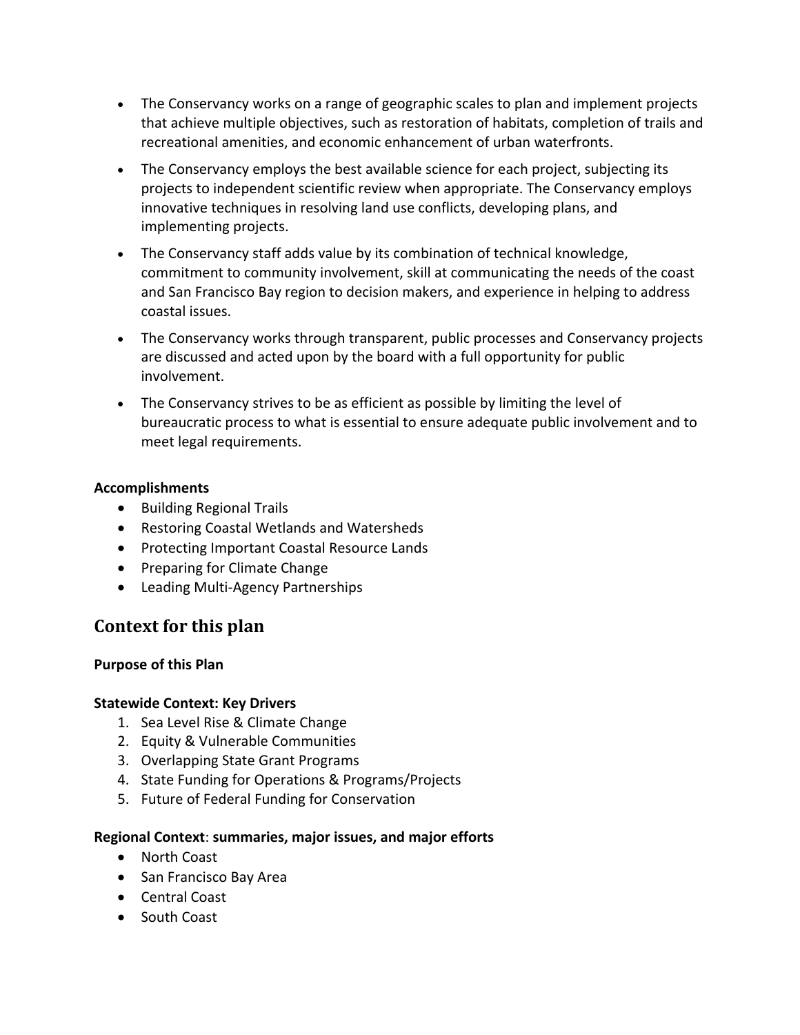- The Conservancy works on a range of geographic scales to plan and implement projects that achieve multiple objectives, such as restoration of habitats, completion of trails and recreational amenities, and economic enhancement of urban waterfronts.
- The Conservancy employs the best available science for each project, subjecting its projects to independent scientific review when appropriate. The Conservancy employs innovative techniques in resolving land use conflicts, developing plans, and implementing projects.
- The Conservancy staff adds value by its combination of technical knowledge, commitment to community involvement, skill at communicating the needs of the coast and San Francisco Bay region to decision makers, and experience in helping to address coastal issues.
- The Conservancy works through transparent, public processes and Conservancy projects are discussed and acted upon by the board with a full opportunity for public involvement.
- The Conservancy strives to be as efficient as possible by limiting the level of bureaucratic process to what is essential to ensure adequate public involvement and to meet legal requirements.

**Accomplishments**

- Building Regional Trails
- Restoring Coastal Wetlands and Watersheds
- Protecting Important Coastal Resource Lands
- Preparing for Climate Change
- Leading Multi-Agency Partnerships

## Context for this plan

**Purpose of this Plan**

**Statewide Context: Key Drivers**

1. Sea Level Rise & Climate Change
2. Equity & Vulnerable Communities
3. Overlapping State Grant Programs
4. State Funding for Operations & Programs/Projects
5. Future of Federal Funding for Conservation

**Regional Context**: **summaries, major issues, and major efforts**

- North Coast
- San Francisco Bay Area
- Central Coast
- South Coast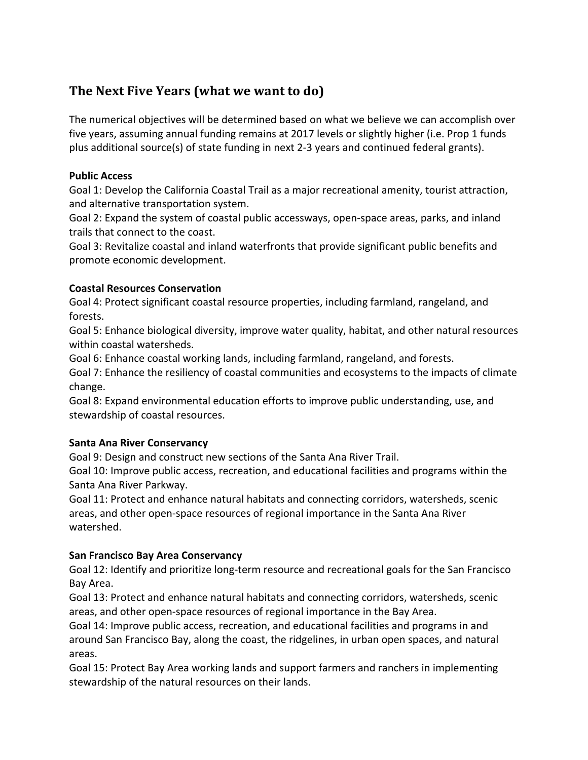## The Next Five Years (what we want to do)

The numerical objectives will be determined based on what we believe we can accomplish over five years, assuming annual funding remains at 2017 levels or slightly higher (i.e. Prop 1 funds plus additional source(s) of state funding in next 2-3 years and continued federal grants).

**Public Access**

Goal 1: Develop the California Coastal Trail as a major recreational amenity, tourist attraction, and alternative transportation system.

Goal 2: Expand the system of coastal public accessways, open-space areas, parks, and inland trails that connect to the coast.

Goal 3: Revitalize coastal and inland waterfronts that provide significant public benefits and promote economic development.

**Coastal Resources Conservation**

Goal 4: Protect significant coastal resource properties, including farmland, rangeland, and forests.

Goal 5: Enhance biological diversity, improve water quality, habitat, and other natural resources within coastal watersheds.

Goal 6: Enhance coastal working lands, including farmland, rangeland, and forests.

Goal 7: Enhance the resiliency of coastal communities and ecosystems to the impacts of climate change.

Goal 8: Expand environmental education efforts to improve public understanding, use, and stewardship of coastal resources.

**Santa Ana River Conservancy**

Goal 9: Design and construct new sections of the Santa Ana River Trail.

Goal 10: Improve public access, recreation, and educational facilities and programs within the Santa Ana River Parkway.

Goal 11: Protect and enhance natural habitats and connecting corridors, watersheds, scenic areas, and other open-space resources of regional importance in the Santa Ana River watershed.

**San Francisco Bay Area Conservancy**

Goal 12: Identify and prioritize long-term resource and recreational goals for the San Francisco Bay Area.

Goal 13: Protect and enhance natural habitats and connecting corridors, watersheds, scenic areas, and other open-space resources of regional importance in the Bay Area.

Goal 14: Improve public access, recreation, and educational facilities and programs in and around San Francisco Bay, along the coast, the ridgelines, in urban open spaces, and natural areas.

Goal 15: Protect Bay Area working lands and support farmers and ranchers in implementing stewardship of the natural resources on their lands.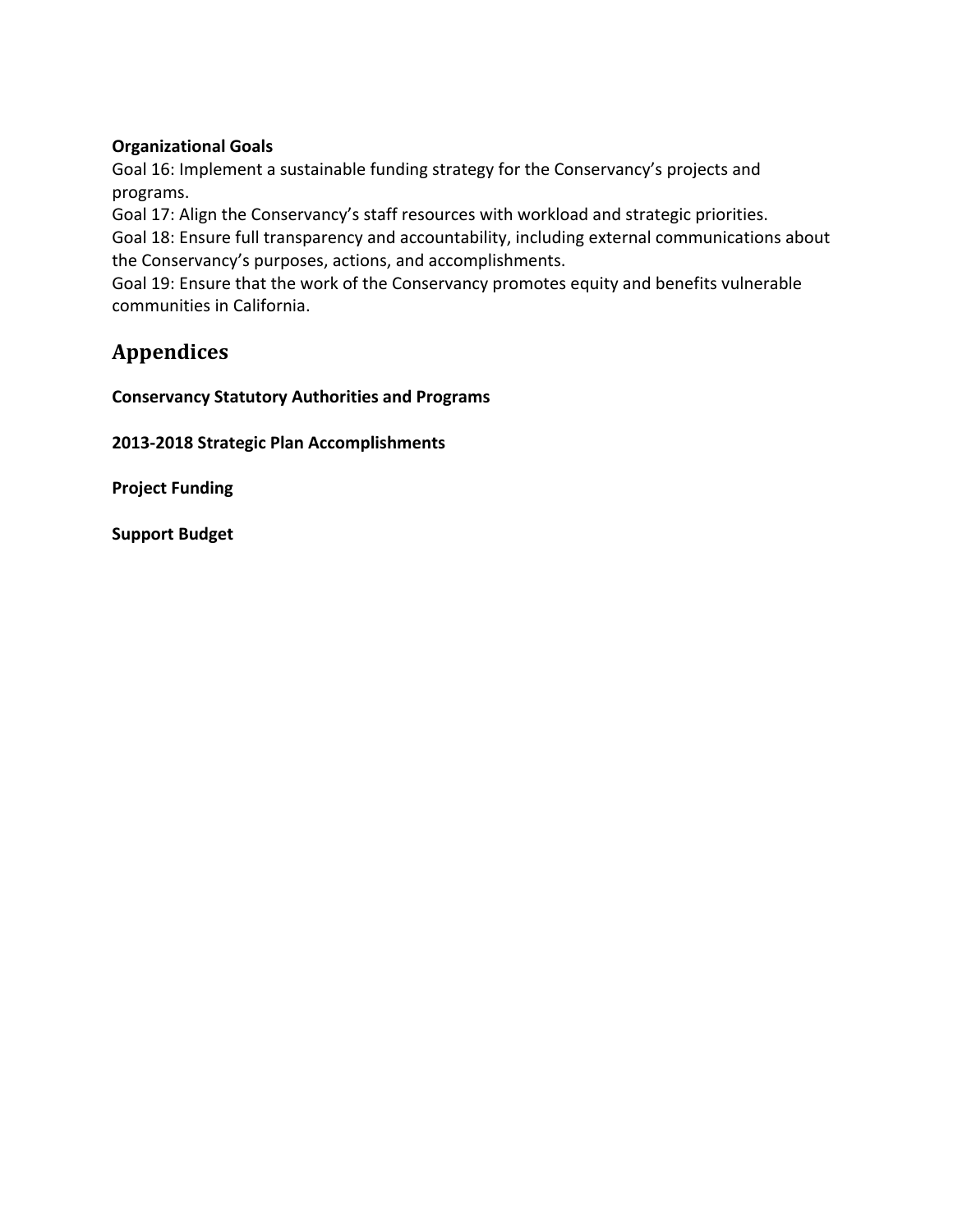**Organizational Goals**

Goal 16: Implement a sustainable funding strategy for the Conservancy's projects and programs.

Goal 17: Align the Conservancy's staff resources with workload and strategic priorities.

Goal 18: Ensure full transparency and accountability, including external communications about the Conservancy's purposes, actions, and accomplishments.

Goal 19: Ensure that the work of the Conservancy promotes equity and benefits vulnerable communities in California.

## Appendices

**Conservancy Statutory Authorities and Programs**

**2013-2018 Strategic Plan Accomplishments**

**Project Funding**

**Support Budget**